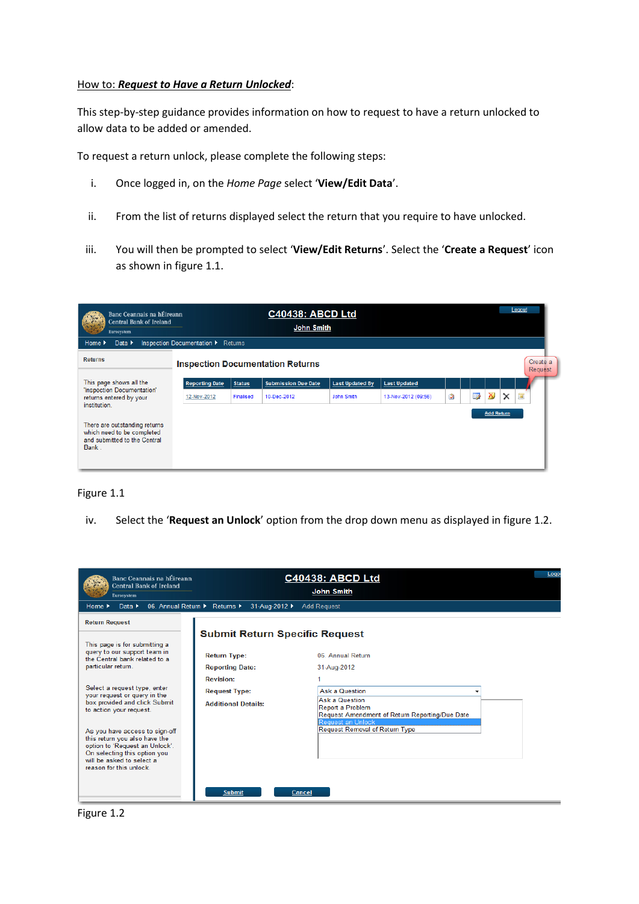How to: ***Request to Have a Return Unlocked***:

This step-by-step guidance provides information on how to request to have a return unlocked to allow data to be added or amended.

To request a return unlock, please complete the following steps:

i. Once logged in, on the *Home Page* select '**View/Edit Data**'.

ii. From the list of returns displayed select the return that you require to have unlocked.

iii. You will then be prompted to select '**View/Edit Returns**'. Select the '**Create a Request**' icon as shown in figure 1.1.

Figure 1.1

iv. Select the '**Request an Unlock**' option from the drop down menu as displayed in figure 1.2.

Figure 1.2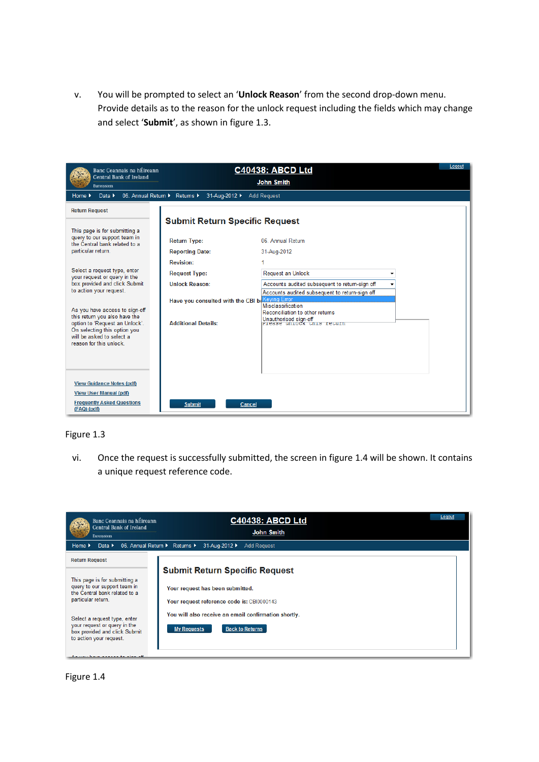v. You will be prompted to select an '**Unlock Reason**' from the second drop-down menu. Provide details as to the reason for the unlock request including the fields which may change and select '**Submit**', as shown in figure 1.3.

Figure 1.3

vi. Once the request is successfully submitted, the screen in figure 1.4 will be shown. It contains a unique request reference code.

Figure 1.4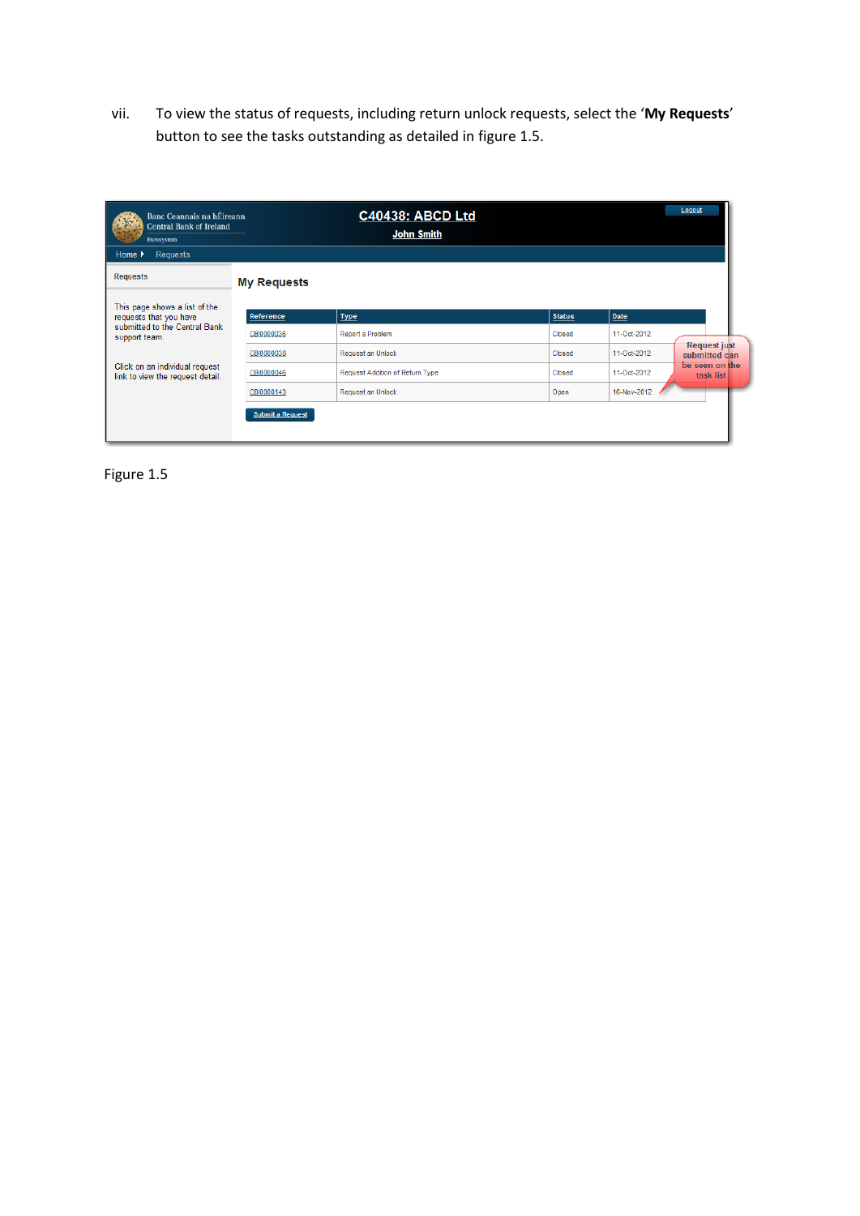vii. To view the status of requests, including return unlock requests, select the '**My Requests**' button to see the tasks outstanding as detailed in figure 1.5.

Banc Ceannais na hÉireann
Central Bank of Ireland
Eurosystem

C40438: ABCD Ltd
John Smith

Logout

Home ▸ Requests

Requests

This page shows a list of the requests that you have submitted to the Central Bank support team.

Click on an individual request link to view the request detail.

## My Requests

| Reference | Type | Status | Date |
|---|---|---|---|
| CBI0000036 | Report a Problem | Closed | 11-Oct-2012 |
| CBI0000038 | Request an Unlock | Closed | 11-Oct-2012 |
| CBI0000046 | Request Addition of Return Type | Closed | 11-Oct-2012 |
| CBI0000143 | Request an Unlock | Open | 16-Nov-2012 |

Submit a Request

Request just submitted can be seen on the task list

Figure 1.5